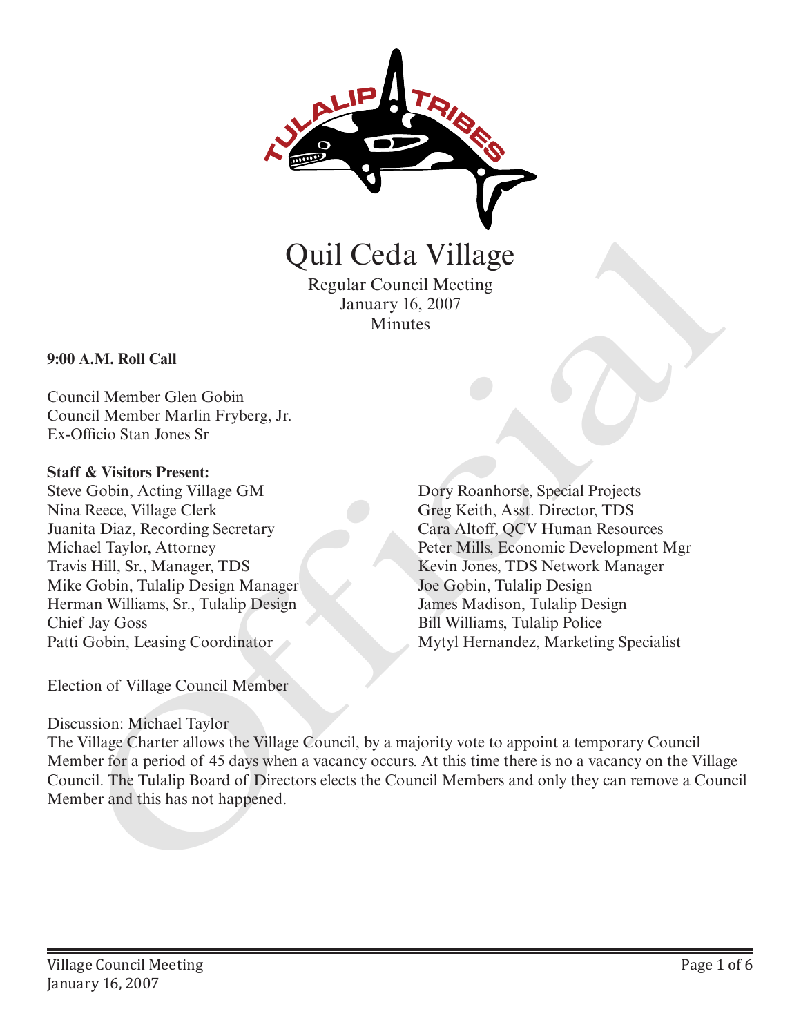# Quil Ceda Village

Regular Council Meeting
January 16, 2007
Minutes

**9:00 A.M. Roll Call**

Council Member Glen Gobin
Council Member Marlin Fryberg, Jr.
Ex-Officio Stan Jones Sr

**Staff & Visitors Present:**

Steve Gobin, Acting Village GM
Nina Reece, Village Clerk
Juanita Diaz, Recording Secretary
Michael Taylor, Attorney
Travis Hill, Sr., Manager, TDS
Mike Gobin, Tulalip Design Manager
Herman Williams, Sr., Tulalip Design
Chief Jay Goss
Patti Gobin, Leasing Coordinator
Dory Roanhorse, Special Projects
Greg Keith, Asst. Director, TDS
Cara Altoff, QCV Human Resources
Peter Mills, Economic Development Mgr
Kevin Jones, TDS Network Manager
Joe Gobin, Tulalip Design
James Madison, Tulalip Design
Bill Williams, Tulalip Police
Mytyl Hernandez, Marketing Specialist

Election of Village Council Member

Discussion: Michael Taylor
The Village Charter allows the Village Council, by a majority vote to appoint a temporary Council Member for a period of 45 days when a vacancy occurs. At this time there is no a vacancy on the Village Council. The Tulalip Board of Directors elects the Council Members and only they can remove a Council Member and this has not happened.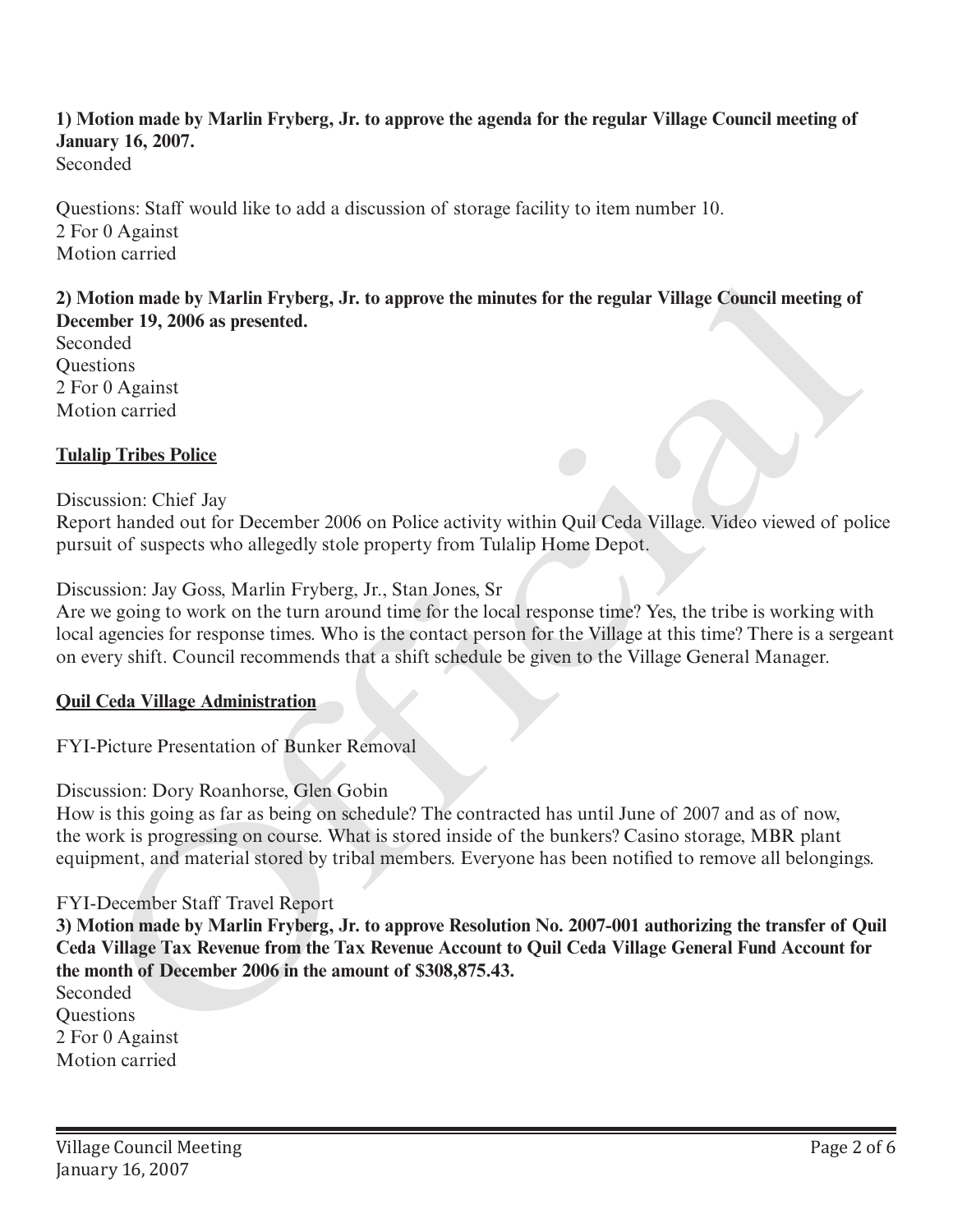**1) Motion made by Marlin Fryberg, Jr. to approve the agenda for the regular Village Council meeting of January 16, 2007.**
Seconded

Questions: Staff would like to add a discussion of storage facility to item number 10.
2 For 0 Against
Motion carried

**2) Motion made by Marlin Fryberg, Jr. to approve the minutes for the regular Village Council meeting of December 19, 2006 as presented.**
Seconded
Questions
2 For 0 Against
Motion carried

**Tulalip Tribes Police**

Discussion: Chief Jay
Report handed out for December 2006 on Police activity within Quil Ceda Village. Video viewed of police pursuit of suspects who allegedly stole property from Tulalip Home Depot.

Discussion: Jay Goss, Marlin Fryberg, Jr., Stan Jones, Sr
Are we going to work on the turn around time for the local response time? Yes, the tribe is working with local agencies for response times. Who is the contact person for the Village at this time? There is a sergeant on every shift. Council recommends that a shift schedule be given to the Village General Manager.

**Quil Ceda Village Administration**

FYI-Picture Presentation of Bunker Removal

Discussion: Dory Roanhorse, Glen Gobin
How is this going as far as being on schedule? The contracted has until June of 2007 and as of now, the work is progressing on course. What is stored inside of the bunkers? Casino storage, MBR plant equipment, and material stored by tribal members. Everyone has been notified to remove all belongings.

FYI-December Staff Travel Report
**3) Motion made by Marlin Fryberg, Jr. to approve Resolution No. 2007-001 authorizing the transfer of Quil Ceda Village Tax Revenue from the Tax Revenue Account to Quil Ceda Village General Fund Account for the month of December 2006 in the amount of $308,875.43.**
Seconded
Questions
2 For 0 Against
Motion carried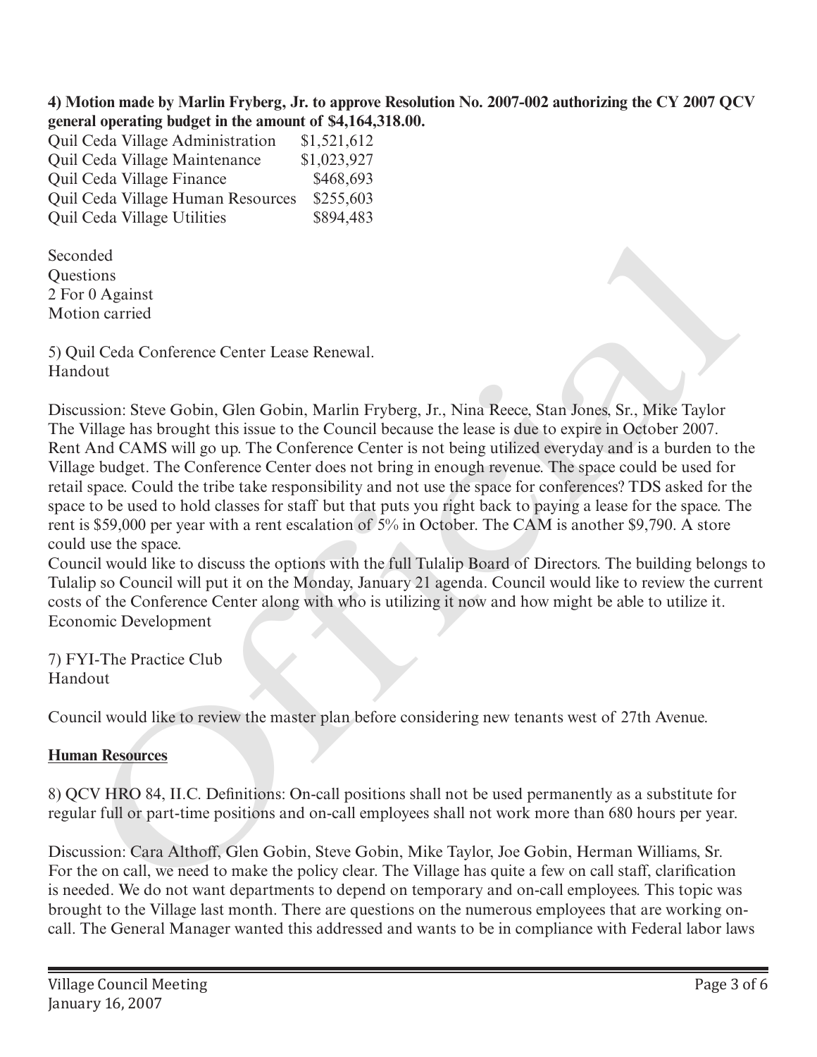**4) Motion made by Marlin Fryberg, Jr. to approve Resolution No. 2007-002 authorizing the CY 2007 QCV general operating budget in the amount of $4,164,318.00.**

| | |
|---|---|
| Quil Ceda Village Administration | $1,521,612 |
| Quil Ceda Village Maintenance | $1,023,927 |
| Quil Ceda Village Finance | $468,693 |
| Quil Ceda Village Human Resources | $255,603 |
| Quil Ceda Village Utilities | $894,483 |

Seconded
Questions
2 For 0 Against
Motion carried

5) Quil Ceda Conference Center Lease Renewal.
Handout

Discussion: Steve Gobin, Glen Gobin, Marlin Fryberg, Jr., Nina Reece, Stan Jones, Sr., Mike Taylor
The Village has brought this issue to the Council because the lease is due to expire in October 2007. Rent And CAMS will go up. The Conference Center is not being utilized everyday and is a burden to the Village budget. The Conference Center does not bring in enough revenue. The space could be used for retail space. Could the tribe take responsibility and not use the space for conferences? TDS asked for the space to be used to hold classes for staff but that puts you right back to paying a lease for the space. The rent is $59,000 per year with a rent escalation of 5% in October. The CAM is another $9,790. A store could use the space.
Council would like to discuss the options with the full Tulalip Board of Directors. The building belongs to Tulalip so Council will put it on the Monday, January 21 agenda. Council would like to review the current costs of the Conference Center along with who is utilizing it now and how might be able to utilize it.
Economic Development

7) FYI-The Practice Club
Handout

Council would like to review the master plan before considering new tenants west of 27th Avenue.

**Human Resources**

8) QCV HRO 84, II.C. Definitions: On-call positions shall not be used permanently as a substitute for regular full or part-time positions and on-call employees shall not work more than 680 hours per year.

Discussion: Cara Althoff, Glen Gobin, Steve Gobin, Mike Taylor, Joe Gobin, Herman Williams, Sr.
For the on call, we need to make the policy clear. The Village has quite a few on call staff, clarification is needed. We do not want departments to depend on temporary and on-call employees. This topic was brought to the Village last month. There are questions on the numerous employees that are working on-call. The General Manager wanted this addressed and wants to be in compliance with Federal labor laws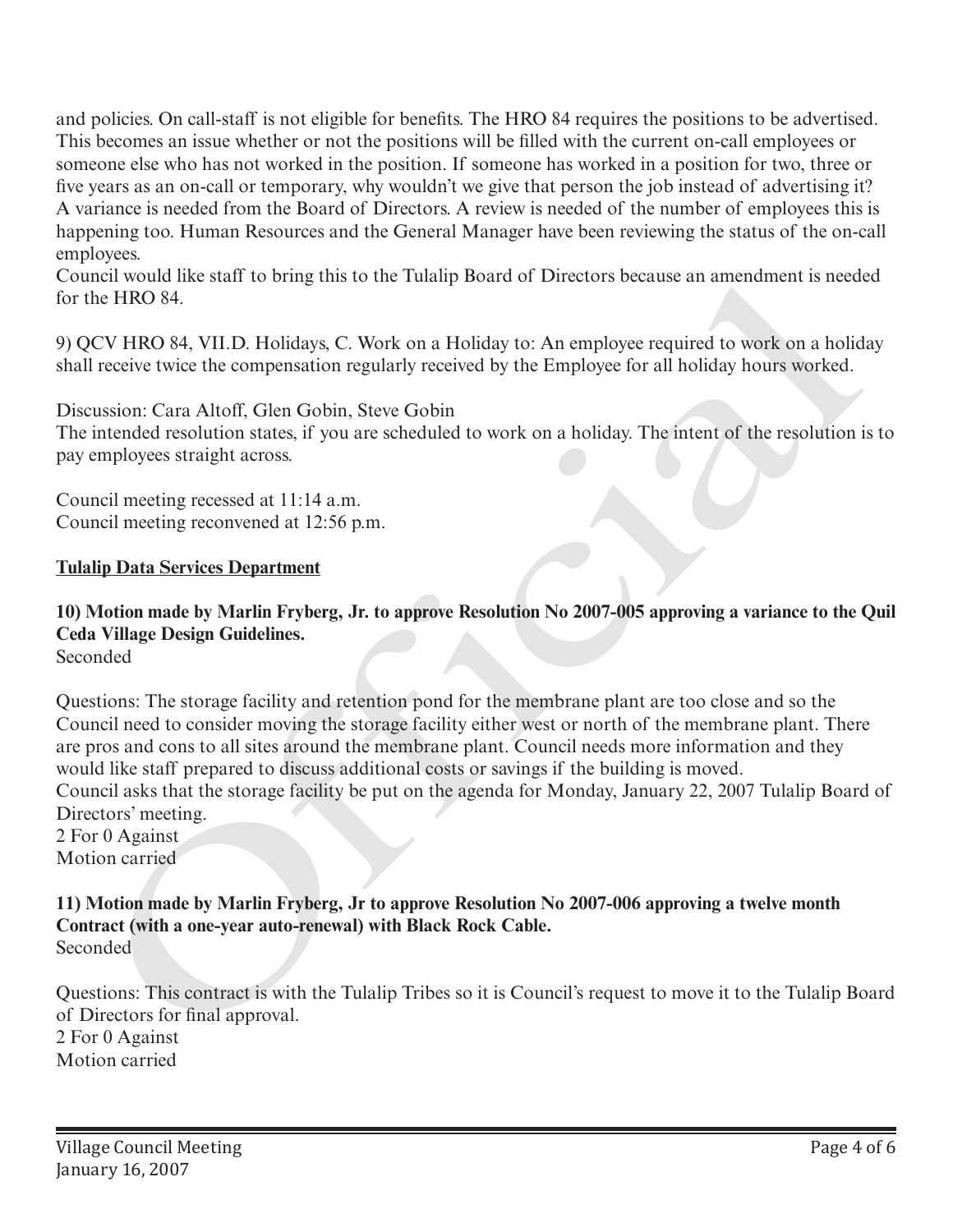and policies. On call-staff is not eligible for benefits. The HRO 84 requires the positions to be advertised. This becomes an issue whether or not the positions will be filled with the current on-call employees or someone else who has not worked in the position. If someone has worked in a position for two, three or five years as an on-call or temporary, why wouldn't we give that person the job instead of advertising it? A variance is needed from the Board of Directors. A review is needed of the number of employees this is happening too. Human Resources and the General Manager have been reviewing the status of the on-call employees.
Council would like staff to bring this to the Tulalip Board of Directors because an amendment is needed for the HRO 84.

9) QCV HRO 84, VII.D. Holidays, C. Work on a Holiday to: An employee required to work on a holiday shall receive twice the compensation regularly received by the Employee for all holiday hours worked.

Discussion: Cara Altoff, Glen Gobin, Steve Gobin
The intended resolution states, if you are scheduled to work on a holiday. The intent of the resolution is to pay employees straight across.

Council meeting recessed at 11:14 a.m.
Council meeting reconvened at 12:56 p.m.

**Tulalip Data Services Department**

**10) Motion made by Marlin Fryberg, Jr. to approve Resolution No 2007-005 approving a variance to the Quil Ceda Village Design Guidelines.**
Seconded

Questions: The storage facility and retention pond for the membrane plant are too close and so the Council need to consider moving the storage facility either west or north of the membrane plant. There are pros and cons to all sites around the membrane plant. Council needs more information and they would like staff prepared to discuss additional costs or savings if the building is moved.
Council asks that the storage facility be put on the agenda for Monday, January 22, 2007 Tulalip Board of Directors' meeting.
2 For 0 Against
Motion carried

**11) Motion made by Marlin Fryberg, Jr to approve Resolution No 2007-006 approving a twelve month Contract (with a one-year auto-renewal) with Black Rock Cable.**
Seconded

Questions: This contract is with the Tulalip Tribes so it is Council's request to move it to the Tulalip Board of Directors for final approval.
2 For 0 Against
Motion carried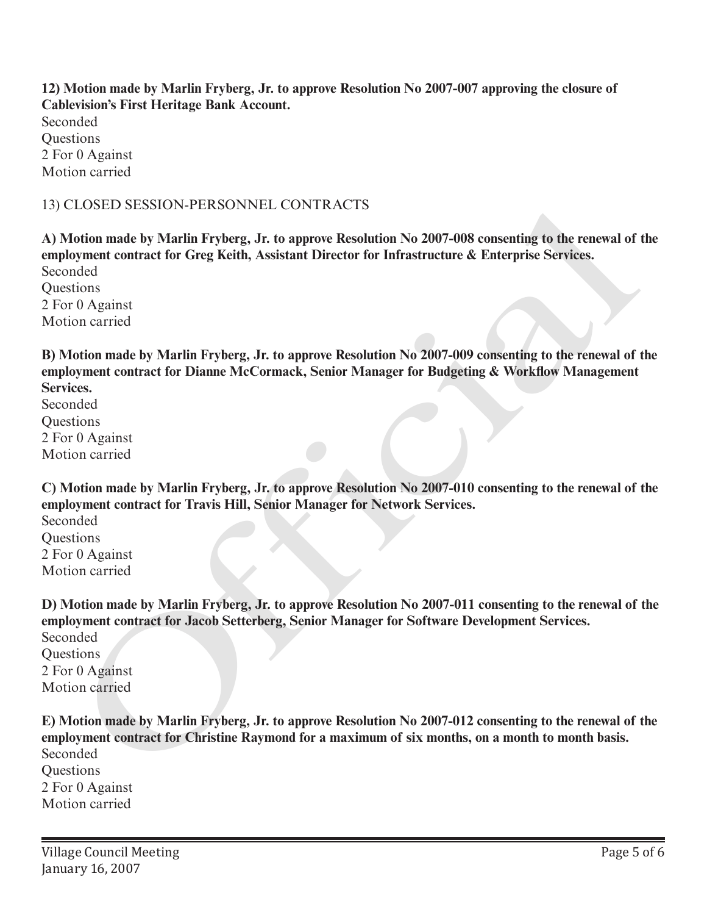**12) Motion made by Marlin Fryberg, Jr. to approve Resolution No 2007-007 approving the closure of Cablevision's First Heritage Bank Account.**
Seconded
Questions
2 For 0 Against
Motion carried

13) CLOSED SESSION-PERSONNEL CONTRACTS

**A) Motion made by Marlin Fryberg, Jr. to approve Resolution No 2007-008 consenting to the renewal of the employment contract for Greg Keith, Assistant Director for Infrastructure & Enterprise Services.**
Seconded
Questions
2 For 0 Against
Motion carried

**B) Motion made by Marlin Fryberg, Jr. to approve Resolution No 2007-009 consenting to the renewal of the employment contract for Dianne McCormack, Senior Manager for Budgeting & Workflow Management Services.**
Seconded
Questions
2 For 0 Against
Motion carried

**C) Motion made by Marlin Fryberg, Jr. to approve Resolution No 2007-010 consenting to the renewal of the employment contract for Travis Hill, Senior Manager for Network Services.**
Seconded
Questions
2 For 0 Against
Motion carried

**D) Motion made by Marlin Fryberg, Jr. to approve Resolution No 2007-011 consenting to the renewal of the employment contract for Jacob Setterberg, Senior Manager for Software Development Services.**
Seconded
Questions
2 For 0 Against
Motion carried

**E) Motion made by Marlin Fryberg, Jr. to approve Resolution No 2007-012 consenting to the renewal of the employment contract for Christine Raymond for a maximum of six months, on a month to month basis.**
Seconded
Questions
2 For 0 Against
Motion carried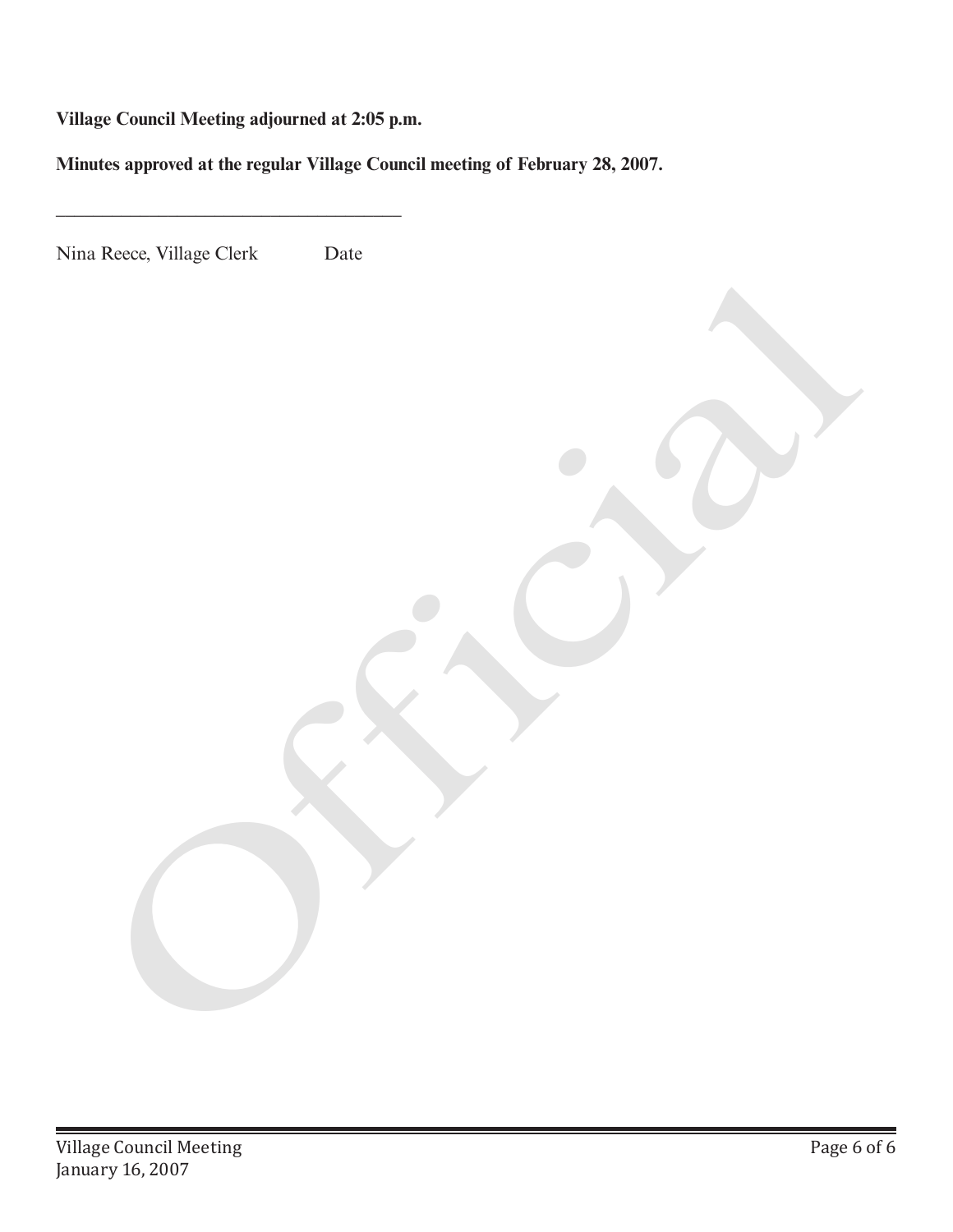**Village Council Meeting adjourned at 2:05 p.m.**

**Minutes approved at the regular Village Council meeting of February 28, 2007.**

\_\_\_\_\_\_\_\_\_\_\_\_\_\_\_\_\_\_\_\_\_\_\_\_\_\_\_\_\_\_\_\_\_\_\_\_\_\_

Nina Reece, Village Clerk Date